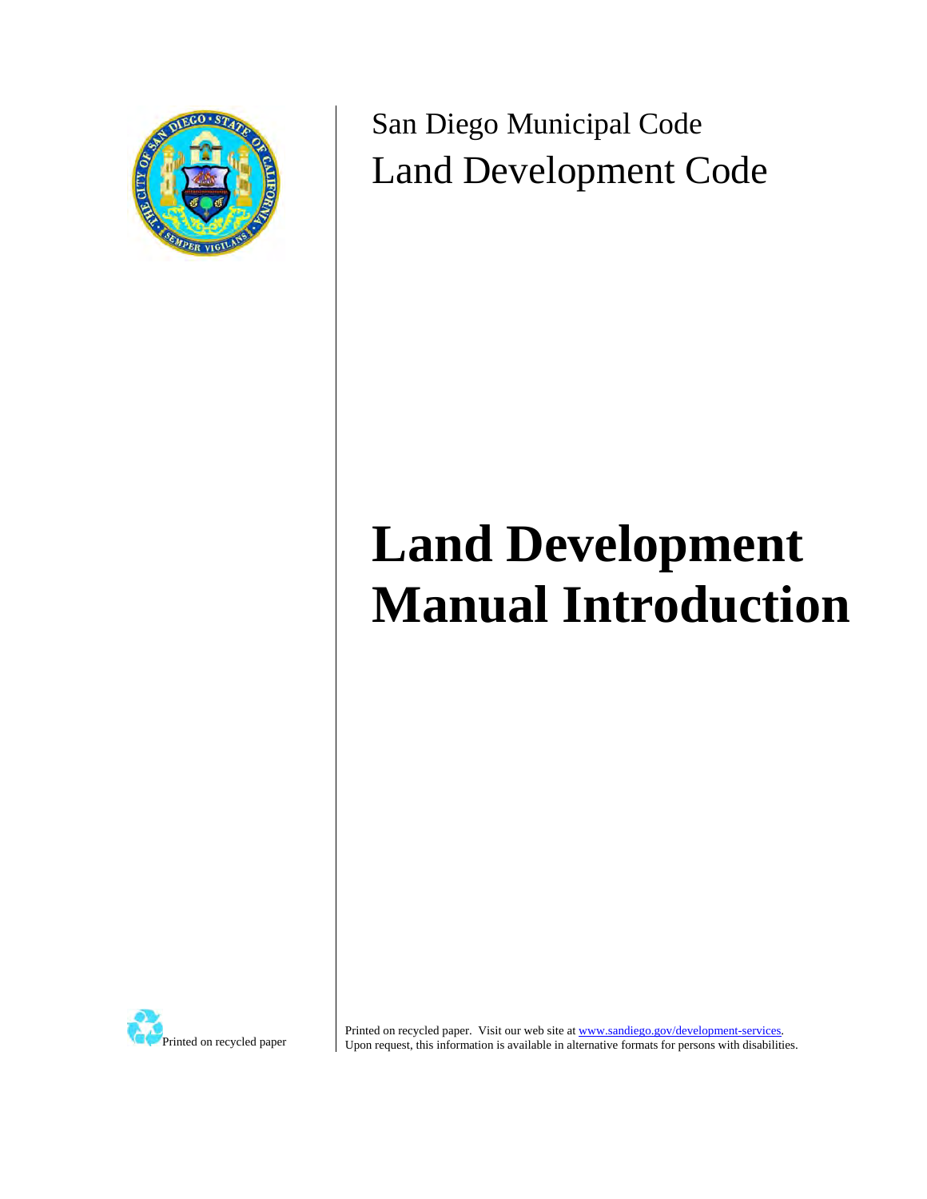San Diego Municipal Code

Land Development Code

# Land Development Manual Introduction

Printed on recycled paper

Printed on recycled paper. Visit our web site at www.sandiego.gov/development-services.
Upon request, this information is available in alternative formats for persons with disabilities.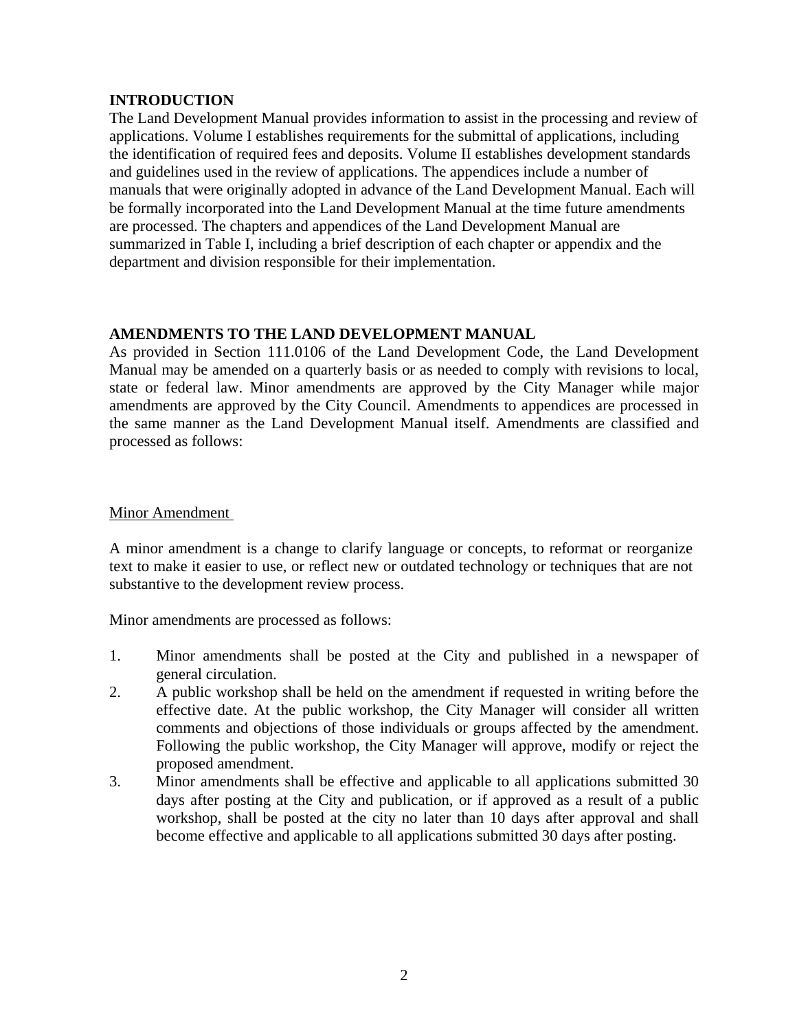## INTRODUCTION

The Land Development Manual provides information to assist in the processing and review of applications. Volume I establishes requirements for the submittal of applications, including the identification of required fees and deposits. Volume II establishes development standards and guidelines used in the review of applications. The appendices include a number of manuals that were originally adopted in advance of the Land Development Manual. Each will be formally incorporated into the Land Development Manual at the time future amendments are processed. The chapters and appendices of the Land Development Manual are summarized in Table I, including a brief description of each chapter or appendix and the department and division responsible for their implementation.

## AMENDMENTS TO THE LAND DEVELOPMENT MANUAL

As provided in Section 111.0106 of the Land Development Code, the Land Development Manual may be amended on a quarterly basis or as needed to comply with revisions to local, state or federal law. Minor amendments are approved by the City Manager while major amendments are approved by the City Council. Amendments to appendices are processed in the same manner as the Land Development Manual itself. Amendments are classified and processed as follows:

### Minor Amendment

A minor amendment is a change to clarify language or concepts, to reformat or reorganize text to make it easier to use, or reflect new or outdated technology or techniques that are not substantive to the development review process.

Minor amendments are processed as follows:

1. Minor amendments shall be posted at the City and published in a newspaper of general circulation.
2. A public workshop shall be held on the amendment if requested in writing before the effective date. At the public workshop, the City Manager will consider all written comments and objections of those individuals or groups affected by the amendment. Following the public workshop, the City Manager will approve, modify or reject the proposed amendment.
3. Minor amendments shall be effective and applicable to all applications submitted 30 days after posting at the City and publication, or if approved as a result of a public workshop, shall be posted at the city no later than 10 days after approval and shall become effective and applicable to all applications submitted 30 days after posting.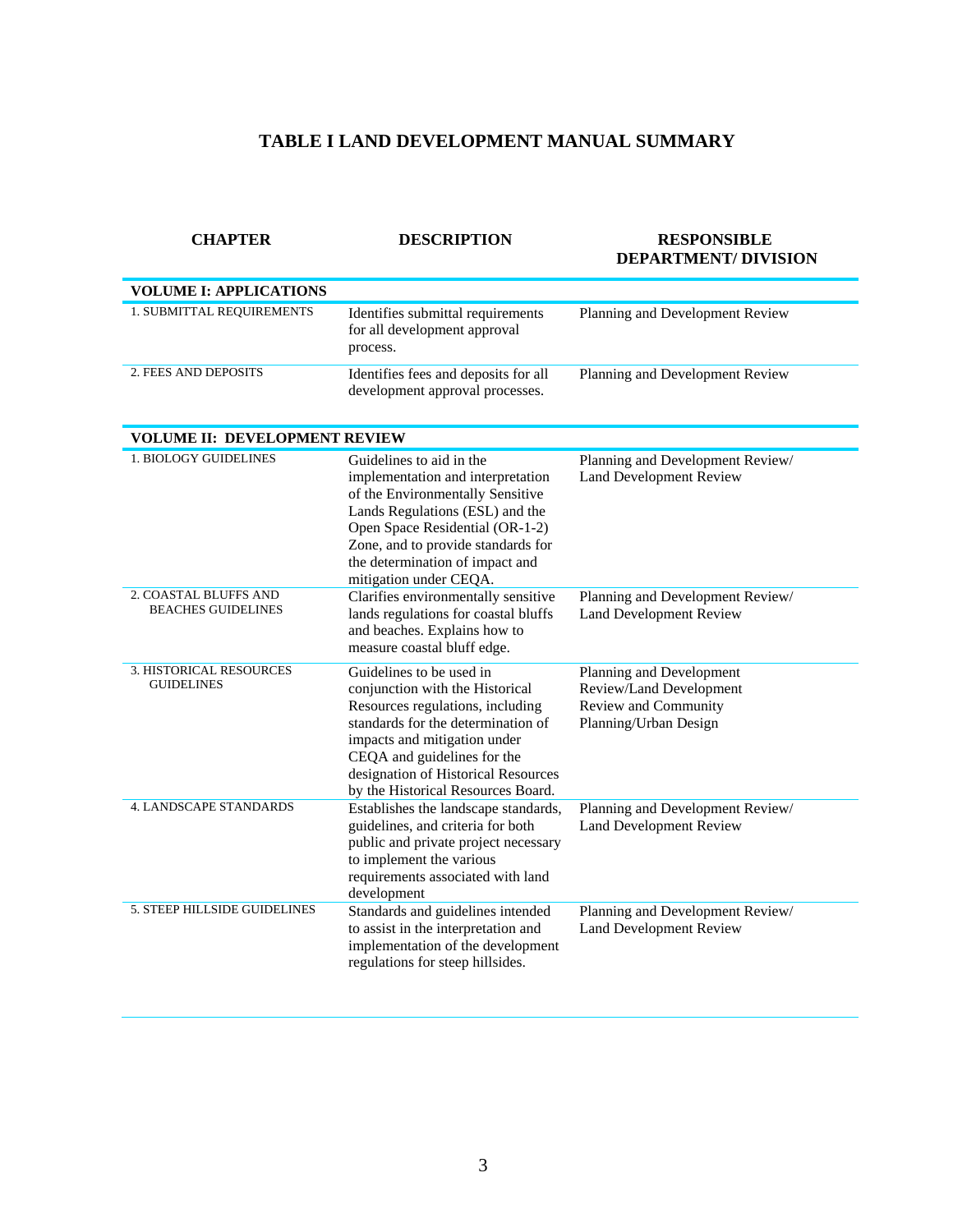# TABLE I LAND DEVELOPMENT MANUAL SUMMARY

| CHAPTER | DESCRIPTION | RESPONSIBLE DEPARTMENT/ DIVISION |
|---|---|---|
| **VOLUME I: APPLICATIONS** | | |
| 1. SUBMITTAL REQUIREMENTS | Identifies submittal requirements for all development approval process. | Planning and Development Review |
| 2. FEES AND DEPOSITS | Identifies fees and deposits for all development approval processes. | Planning and Development Review |
| **VOLUME II: DEVELOPMENT REVIEW** | | |
| 1. BIOLOGY GUIDELINES | Guidelines to aid in the implementation and interpretation of the Environmentally Sensitive Lands Regulations (ESL) and the Open Space Residential (OR-1-2) Zone, and to provide standards for the determination of impact and mitigation under CEQA. | Planning and Development Review/ Land Development Review |
| 2. COASTAL BLUFFS AND BEACHES GUIDELINES | Clarifies environmentally sensitive lands regulations for coastal bluffs and beaches. Explains how to measure coastal bluff edge. | Planning and Development Review/ Land Development Review |
| 3. HISTORICAL RESOURCES GUIDELINES | Guidelines to be used in conjunction with the Historical Resources regulations, including standards for the determination of impacts and mitigation under CEQA and guidelines for the designation of Historical Resources by the Historical Resources Board. | Planning and Development Review/Land Development Review and Community Planning/Urban Design |
| 4. LANDSCAPE STANDARDS | Establishes the landscape standards, guidelines, and criteria for both public and private project necessary to implement the various requirements associated with land development | Planning and Development Review/ Land Development Review |
| 5. STEEP HILLSIDE GUIDELINES | Standards and guidelines intended to assist in the interpretation and implementation of the development regulations for steep hillsides. | Planning and Development Review/ Land Development Review |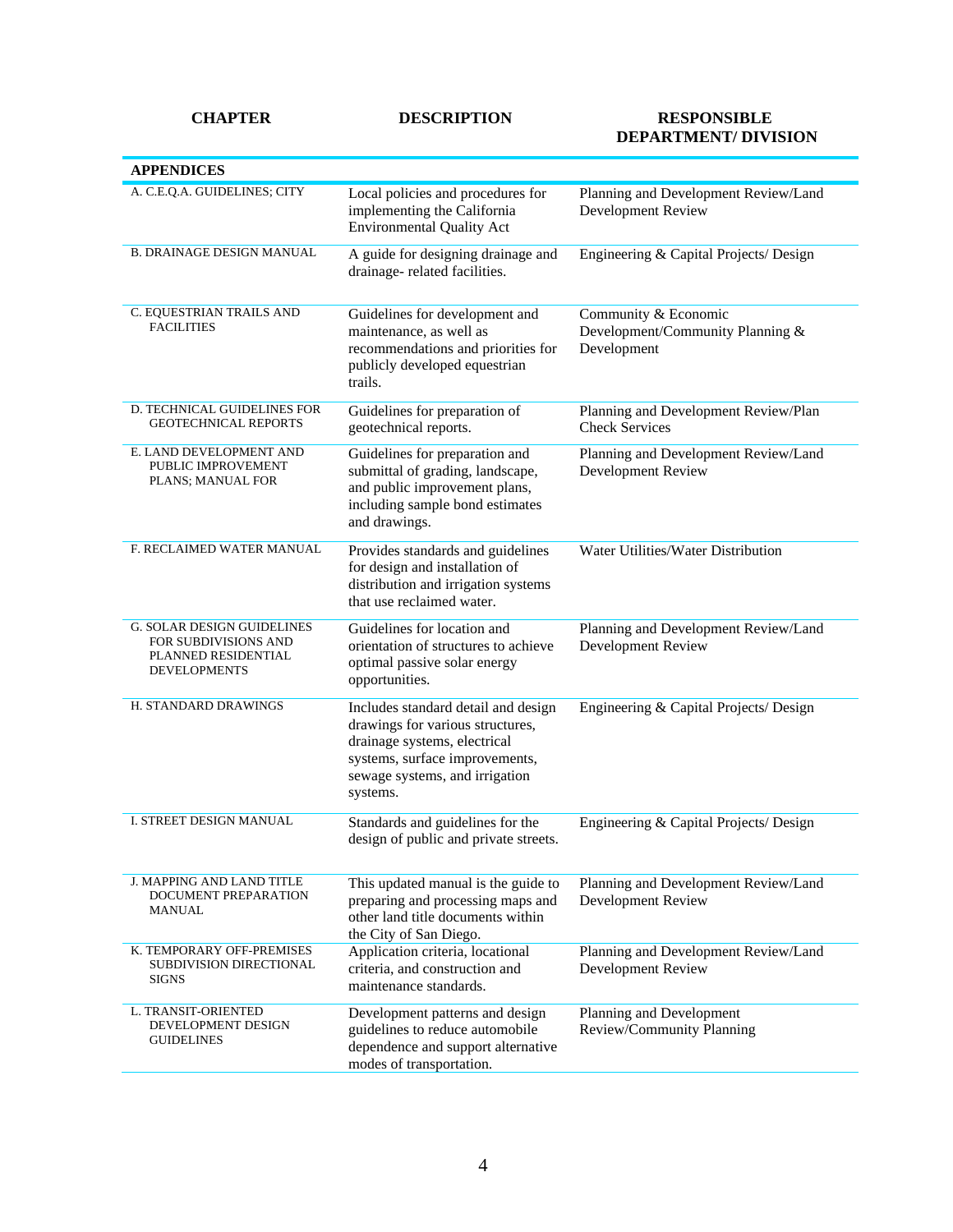| CHAPTER | DESCRIPTION | RESPONSIBLE DEPARTMENT/ DIVISION |
|---|---|---|
| **APPENDICES** | | |
| A. C.E.Q.A. GUIDELINES; CITY | Local policies and procedures for implementing the California Environmental Quality Act | Planning and Development Review/Land Development Review |
| B. DRAINAGE DESIGN MANUAL | A guide for designing drainage and drainage- related facilities. | Engineering & Capital Projects/ Design |
| C. EQUESTRIAN TRAILS AND FACILITIES | Guidelines for development and maintenance, as well as recommendations and priorities for publicly developed equestrian trails. | Community & Economic Development/Community Planning & Development |
| D. TECHNICAL GUIDELINES FOR GEOTECHNICAL REPORTS | Guidelines for preparation of geotechnical reports. | Planning and Development Review/Plan Check Services |
| E. LAND DEVELOPMENT AND PUBLIC IMPROVEMENT PLANS; MANUAL FOR | Guidelines for preparation and submittal of grading, landscape, and public improvement plans, including sample bond estimates and drawings. | Planning and Development Review/Land Development Review |
| F. RECLAIMED WATER MANUAL | Provides standards and guidelines for design and installation of distribution and irrigation systems that use reclaimed water. | Water Utilities/Water Distribution |
| G. SOLAR DESIGN GUIDELINES FOR SUBDIVISIONS AND PLANNED RESIDENTIAL DEVELOPMENTS | Guidelines for location and orientation of structures to achieve optimal passive solar energy opportunities. | Planning and Development Review/Land Development Review |
| H. STANDARD DRAWINGS | Includes standard detail and design drawings for various structures, drainage systems, electrical systems, surface improvements, sewage systems, and irrigation systems. | Engineering & Capital Projects/ Design |
| I. STREET DESIGN MANUAL | Standards and guidelines for the design of public and private streets. | Engineering & Capital Projects/ Design |
| J. MAPPING AND LAND TITLE DOCUMENT PREPARATION MANUAL | This updated manual is the guide to preparing and processing maps and other land title documents within the City of San Diego. | Planning and Development Review/Land Development Review |
| K. TEMPORARY OFF-PREMISES SUBDIVISION DIRECTIONAL SIGNS | Application criteria, locational criteria, and construction and maintenance standards. | Planning and Development Review/Land Development Review |
| L. TRANSIT-ORIENTED DEVELOPMENT DESIGN GUIDELINES | Development patterns and design guidelines to reduce automobile dependence and support alternative modes of transportation. | Planning and Development Review/Community Planning |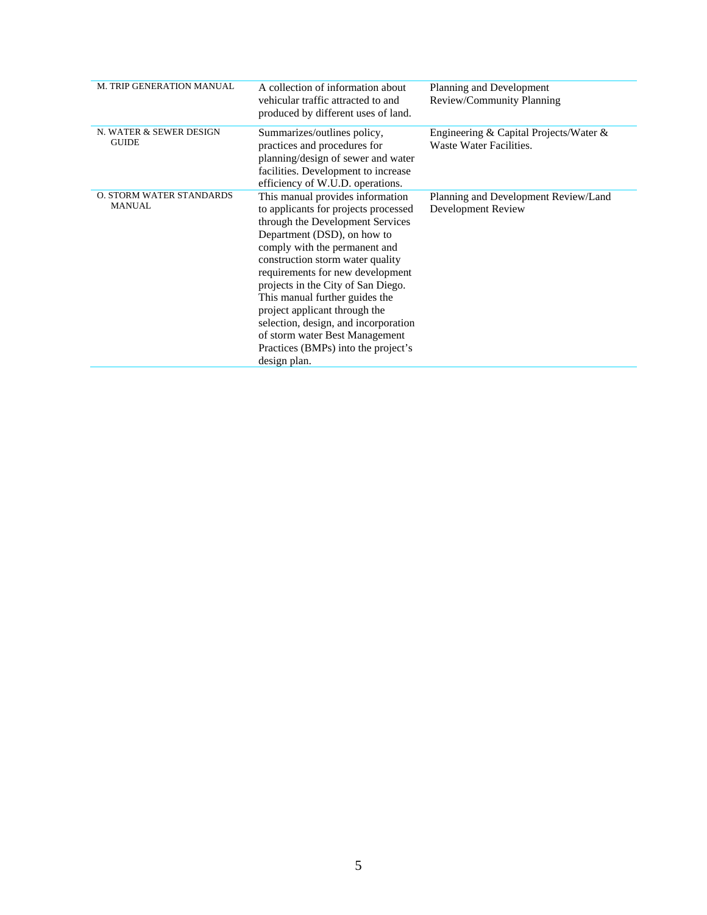| | | |
|---|---|---|
| M. TRIP GENERATION MANUAL | A collection of information about vehicular traffic attracted to and produced by different uses of land. | Planning and Development Review/Community Planning |
| N. WATER & SEWER DESIGN GUIDE | Summarizes/outlines policy, practices and procedures for planning/design of sewer and water facilities. Development to increase efficiency of W.U.D. operations. | Engineering & Capital Projects/Water & Waste Water Facilities. |
| O. STORM WATER STANDARDS MANUAL | This manual provides information to applicants for projects processed through the Development Services Department (DSD), on how to comply with the permanent and construction storm water quality requirements for new development projects in the City of San Diego. This manual further guides the project applicant through the selection, design, and incorporation of storm water Best Management Practices (BMPs) into the project's design plan. | Planning and Development Review/Land Development Review |